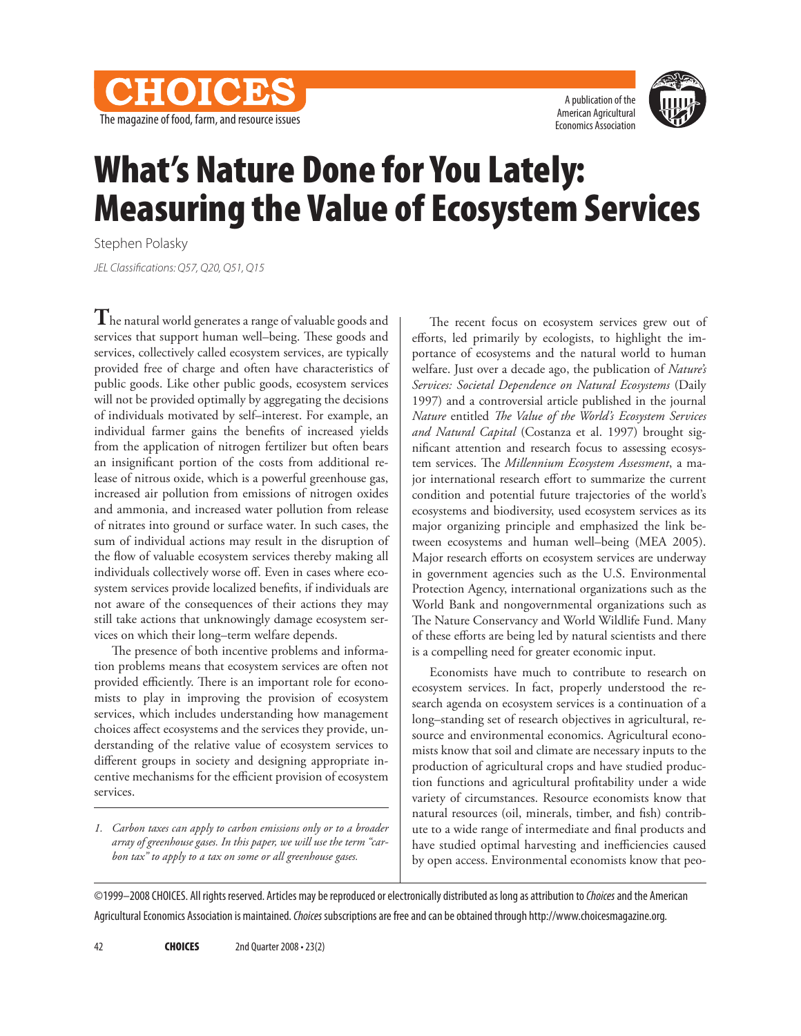# What's Nature Done for You Lately: Measuring the Value of Ecosystem Services

Stephen Polasky

*JEL Classifications: Q57, Q20, Q51, Q15*

The natural world generates a range of valuable goods and services that support human well–being. These goods and services, collectively called ecosystem services, are typically provided free of charge and often have characteristics of public goods. Like other public goods, ecosystem services will not be provided optimally by aggregating the decisions of individuals motivated by self–interest. For example, an individual farmer gains the benefits of increased yields from the application of nitrogen fertilizer but often bears an insignificant portion of the costs from additional release of nitrous oxide, which is a powerful greenhouse gas, increased air pollution from emissions of nitrogen oxides and ammonia, and increased water pollution from release of nitrates into ground or surface water. In such cases, the sum of individual actions may result in the disruption of the flow of valuable ecosystem services thereby making all individuals collectively worse off. Even in cases where ecosystem services provide localized benefits, if individuals are not aware of the consequences of their actions they may still take actions that unknowingly damage ecosystem services on which their long–term welfare depends.

The presence of both incentive problems and information problems means that ecosystem services are often not provided efficiently. There is an important role for economists to play in improving the provision of ecosystem services, which includes understanding how management choices affect ecosystems and the services they provide, understanding of the relative value of ecosystem services to different groups in society and designing appropriate incentive mechanisms for the efficient provision of ecosystem services.

The recent focus on ecosystem services grew out of efforts, led primarily by ecologists, to highlight the importance of ecosystems and the natural world to human welfare. Just over a decade ago, the publication of *Nature's Services: Societal Dependence on Natural Ecosystems* (Daily 1997) and a controversial article published in the journal *Nature* entitled *The Value of the World's Ecosystem Services and Natural Capital* (Costanza et al. 1997) brought significant attention and research focus to assessing ecosystem services. The *Millennium Ecosystem Assessment*, a major international research effort to summarize the current condition and potential future trajectories of the world's ecosystems and biodiversity, used ecosystem services as its major organizing principle and emphasized the link between ecosystems and human well–being (MEA 2005). Major research efforts on ecosystem services are underway in government agencies such as the U.S. Environmental Protection Agency, international organizations such as the World Bank and nongovernmental organizations such as The Nature Conservancy and World Wildlife Fund. Many of these efforts are being led by natural scientists and there is a compelling need for greater economic input.

Economists have much to contribute to research on ecosystem services. In fact, properly understood the research agenda on ecosystem services is a continuation of a long–standing set of research objectives in agricultural, resource and environmental economics. Agricultural economists know that soil and climate are necessary inputs to the production of agricultural crops and have studied production functions and agricultural profitability under a wide variety of circumstances. Resource economists know that natural resources (oil, minerals, timber, and fish) contribute to a wide range of intermediate and final products and have studied optimal harvesting and inefficiencies caused by open access. Environmental economists know that peo-

*1. Carbon taxes can apply to carbon emissions only or to a broader array of greenhouse gases. In this paper, we will use the term "carbon tax" to apply to a tax on some or all greenhouse gases.*

©1999–2008 CHOICES. All rights reserved. Articles may be reproduced or electronically distributed as long as attribution to *Choices* and the American Agricultural Economics Association is maintained. *Choices* subscriptions are free and can be obtained through http://www.choicesmagazine.org.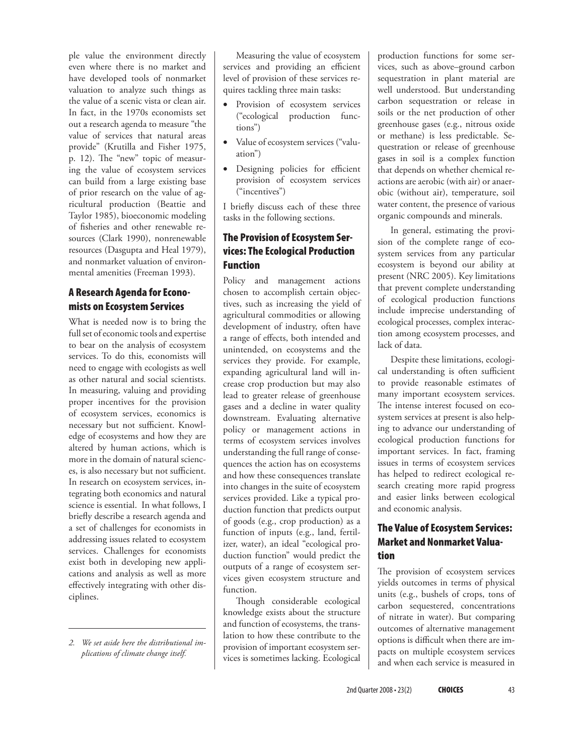ple value the environment directly even where there is no market and have developed tools of nonmarket valuation to analyze such things as the value of a scenic vista or clean air. In fact, in the 1970s economists set out a research agenda to measure "the value of services that natural areas provide" (Krutilla and Fisher 1975, p. 12). The "new" topic of measuring the value of ecosystem services can build from a large existing base of prior research on the value of agricultural production (Beattie and Taylor 1985), bioeconomic modeling of fisheries and other renewable resources (Clark 1990), nonrenewable resources (Dasgupta and Heal 1979), and nonmarket valuation of environmental amenities (Freeman 1993).

## A Research Agenda for Economists on Ecosystem Services

What is needed now is to bring the full set of economic tools and expertise to bear on the analysis of ecosystem services. To do this, economists will need to engage with ecologists as well as other natural and social scientists. In measuring, valuing and providing proper incentives for the provision of ecosystem services, economics is necessary but not sufficient. Knowledge of ecosystems and how they are altered by human actions, which is more in the domain of natural sciences, is also necessary but not sufficient. In research on ecosystem services, integrating both economics and natural science is essential. In what follows, I briefly describe a research agenda and a set of challenges for economists in addressing issues related to ecosystem services. Challenges for economists exist both in developing new applications and analysis as well as more effectively integrating with other disciplines.

Measuring the value of ecosystem services and providing an efficient level of provision of these services requires tackling three main tasks:

- Provision of ecosystem services ("ecological production functions")
- Value of ecosystem services ("valuation")
- Designing policies for efficient provision of ecosystem services ("incentives")

I briefly discuss each of these three tasks in the following sections.

## The Provision of Ecosystem Services: The Ecological Production Function

Policy and management actions chosen to accomplish certain objectives, such as increasing the yield of agricultural commodities or allowing development of industry, often have a range of effects, both intended and unintended, on ecosystems and the services they provide. For example, expanding agricultural land will increase crop production but may also lead to greater release of greenhouse gases and a decline in water quality downstream. Evaluating alternative policy or management actions in terms of ecosystem services involves understanding the full range of consequences the action has on ecosystems and how these consequences translate into changes in the suite of ecosystem services provided. Like a typical production function that predicts output of goods (e.g., crop production) as a function of inputs (e.g., land, fertilizer, water), an ideal "ecological production function" would predict the outputs of a range of ecosystem services given ecosystem structure and function.

Though considerable ecological knowledge exists about the structure and function of ecosystems, the translation to how these contribute to the provision of important ecosystem services is sometimes lacking. Ecological production functions for some services, such as above–ground carbon sequestration in plant material are well understood. But understanding carbon sequestration or release in soils or the net production of other greenhouse gases (e.g., nitrous oxide or methane) is less predictable. Sequestration or release of greenhouse gases in soil is a complex function that depends on whether chemical reactions are aerobic (with air) or anaerobic (without air), temperature, soil water content, the presence of various organic compounds and minerals.

In general, estimating the provision of the complete range of ecosystem services from any particular ecosystem is beyond our ability at present (NRC 2005). Key limitations that prevent complete understanding of ecological production functions include imprecise understanding of ecological processes, complex interaction among ecosystem processes, and lack of data.

Despite these limitations, ecological understanding is often sufficient to provide reasonable estimates of many important ecosystem services. The intense interest focused on ecosystem services at present is also helping to advance our understanding of ecological production functions for important services. In fact, framing issues in terms of ecosystem services has helped to redirect ecological research creating more rapid progress and easier links between ecological and economic analysis.

## The Value of Ecosystem Services: Market and Nonmarket Valuation

The provision of ecosystem services yields outcomes in terms of physical units (e.g., bushels of crops, tons of carbon sequestered, concentrations of nitrate in water). But comparing outcomes of alternative management options is difficult when there are impacts on multiple ecosystem services and when each service is measured in

---

*2. We set aside here the distributional implications of climate change itself.*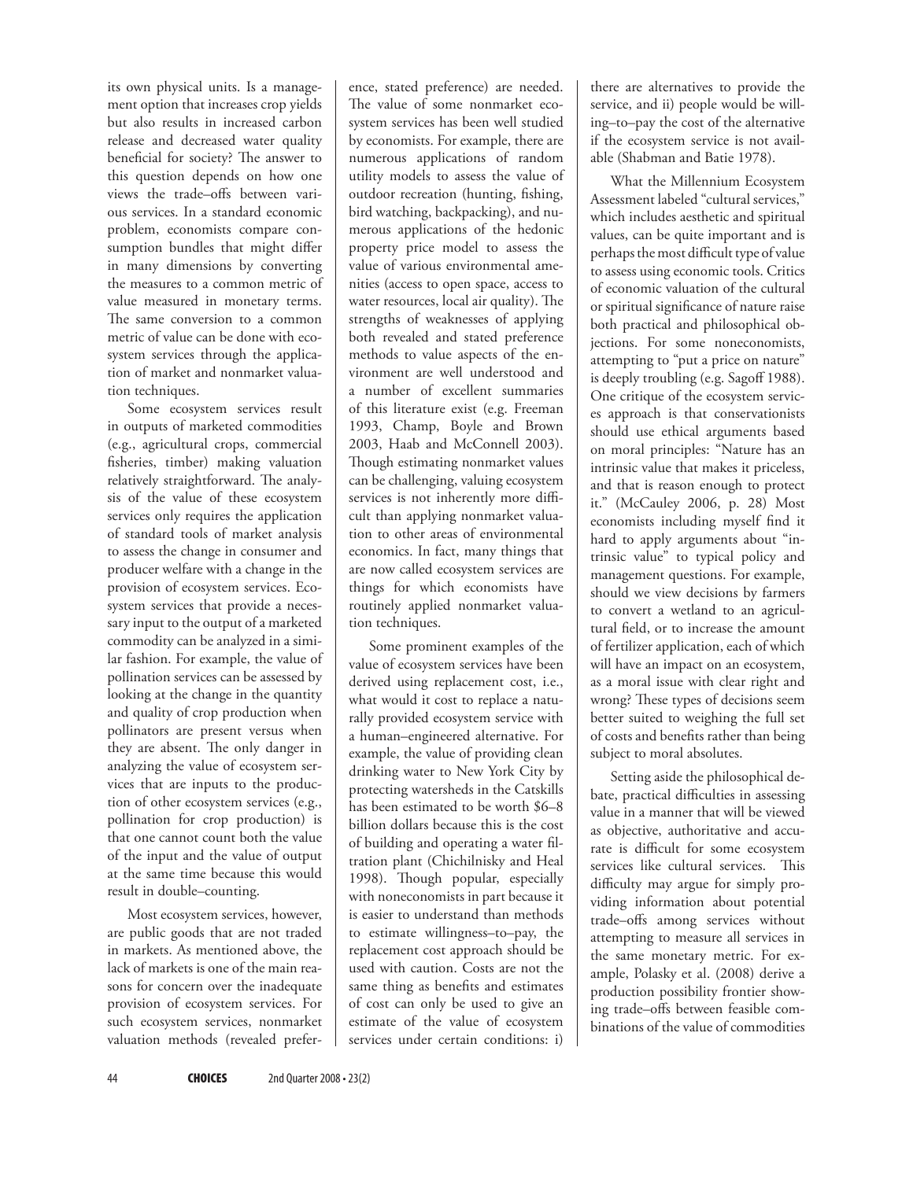its own physical units. Is a management option that increases crop yields but also results in increased carbon release and decreased water quality beneficial for society? The answer to this question depends on how one views the trade–offs between various services. In a standard economic problem, economists compare consumption bundles that might differ in many dimensions by converting the measures to a common metric of value measured in monetary terms. The same conversion to a common metric of value can be done with ecosystem services through the application of market and nonmarket valuation techniques.

Some ecosystem services result in outputs of marketed commodities (e.g., agricultural crops, commercial fisheries, timber) making valuation relatively straightforward. The analysis of the value of these ecosystem services only requires the application of standard tools of market analysis to assess the change in consumer and producer welfare with a change in the provision of ecosystem services. Ecosystem services that provide a necessary input to the output of a marketed commodity can be analyzed in a similar fashion. For example, the value of pollination services can be assessed by looking at the change in the quantity and quality of crop production when pollinators are present versus when they are absent. The only danger in analyzing the value of ecosystem services that are inputs to the production of other ecosystem services (e.g., pollination for crop production) is that one cannot count both the value of the input and the value of output at the same time because this would result in double–counting.

Most ecosystem services, however, are public goods that are not traded in markets. As mentioned above, the lack of markets is one of the main reasons for concern over the inadequate provision of ecosystem services. For such ecosystem services, nonmarket valuation methods (revealed preference, stated preference) are needed. The value of some nonmarket ecosystem services has been well studied by economists. For example, there are numerous applications of random utility models to assess the value of outdoor recreation (hunting, fishing, bird watching, backpacking), and numerous applications of the hedonic property price model to assess the value of various environmental amenities (access to open space, access to water resources, local air quality). The strengths of weaknesses of applying both revealed and stated preference methods to value aspects of the environment are well understood and a number of excellent summaries of this literature exist (e.g. Freeman 1993, Champ, Boyle and Brown 2003, Haab and McConnell 2003). Though estimating nonmarket values can be challenging, valuing ecosystem services is not inherently more difficult than applying nonmarket valuation to other areas of environmental economics. In fact, many things that are now called ecosystem services are things for which economists have routinely applied nonmarket valuation techniques.

Some prominent examples of the value of ecosystem services have been derived using replacement cost, i.e., what would it cost to replace a naturally provided ecosystem service with a human–engineered alternative. For example, the value of providing clean drinking water to New York City by protecting watersheds in the Catskills has been estimated to be worth \$6–8 billion dollars because this is the cost of building and operating a water filtration plant (Chichilnisky and Heal 1998). Though popular, especially with noneconomists in part because it is easier to understand than methods to estimate willingness–to–pay, the replacement cost approach should be used with caution. Costs are not the same thing as benefits and estimates of cost can only be used to give an estimate of the value of ecosystem services under certain conditions: i) there are alternatives to provide the service, and ii) people would be willing–to–pay the cost of the alternative if the ecosystem service is not available (Shabman and Batie 1978).

What the Millennium Ecosystem Assessment labeled "cultural services," which includes aesthetic and spiritual values, can be quite important and is perhaps the most difficult type of value to assess using economic tools. Critics of economic valuation of the cultural or spiritual significance of nature raise both practical and philosophical objections. For some noneconomists, attempting to "put a price on nature" is deeply troubling (e.g. Sagoff 1988). One critique of the ecosystem services approach is that conservationists should use ethical arguments based on moral principles: "Nature has an intrinsic value that makes it priceless, and that is reason enough to protect it." (McCauley 2006, p. 28) Most economists including myself find it hard to apply arguments about "intrinsic value" to typical policy and management questions. For example, should we view decisions by farmers to convert a wetland to an agricultural field, or to increase the amount of fertilizer application, each of which will have an impact on an ecosystem, as a moral issue with clear right and wrong? These types of decisions seem better suited to weighing the full set of costs and benefits rather than being subject to moral absolutes.

Setting aside the philosophical debate, practical difficulties in assessing value in a manner that will be viewed as objective, authoritative and accurate is difficult for some ecosystem services like cultural services. This difficulty may argue for simply providing information about potential trade–offs among services without attempting to measure all services in the same monetary metric. For example, Polasky et al. (2008) derive a production possibility frontier showing trade–offs between feasible combinations of the value of commodities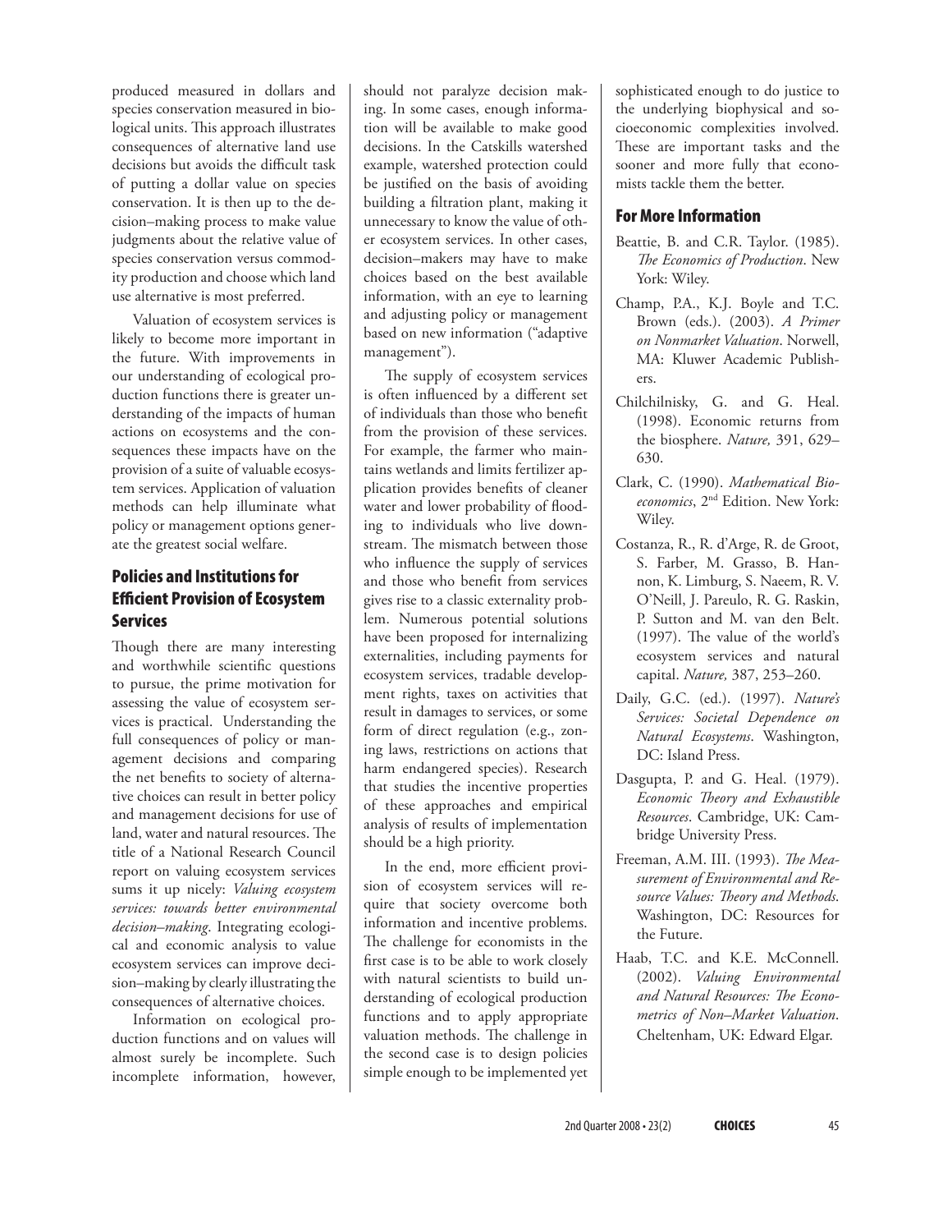produced measured in dollars and species conservation measured in biological units. This approach illustrates consequences of alternative land use decisions but avoids the difficult task of putting a dollar value on species conservation. It is then up to the decision–making process to make value judgments about the relative value of species conservation versus commodity production and choose which land use alternative is most preferred.

Valuation of ecosystem services is likely to become more important in the future. With improvements in our understanding of ecological production functions there is greater understanding of the impacts of human actions on ecosystems and the consequences these impacts have on the provision of a suite of valuable ecosystem services. Application of valuation methods can help illuminate what policy or management options generate the greatest social welfare.

## Policies and Institutions for Efficient Provision of Ecosystem Services

Though there are many interesting and worthwhile scientific questions to pursue, the prime motivation for assessing the value of ecosystem services is practical. Understanding the full consequences of policy or management decisions and comparing the net benefits to society of alternative choices can result in better policy and management decisions for use of land, water and natural resources. The title of a National Research Council report on valuing ecosystem services sums it up nicely: *Valuing ecosystem services: towards better environmental decision–making*. Integrating ecological and economic analysis to value ecosystem services can improve decision–making by clearly illustrating the consequences of alternative choices.

Information on ecological production functions and on values will almost surely be incomplete. Such incomplete information, however, should not paralyze decision making. In some cases, enough information will be available to make good decisions. In the Catskills watershed example, watershed protection could be justified on the basis of avoiding building a filtration plant, making it unnecessary to know the value of other ecosystem services. In other cases, decision–makers may have to make choices based on the best available information, with an eye to learning and adjusting policy or management based on new information ("adaptive management").

The supply of ecosystem services is often influenced by a different set of individuals than those who benefit from the provision of these services. For example, the farmer who maintains wetlands and limits fertilizer application provides benefits of cleaner water and lower probability of flooding to individuals who live downstream. The mismatch between those who influence the supply of services and those who benefit from services gives rise to a classic externality problem. Numerous potential solutions have been proposed for internalizing externalities, including payments for ecosystem services, tradable development rights, taxes on activities that result in damages to services, or some form of direct regulation (e.g., zoning laws, restrictions on actions that harm endangered species). Research that studies the incentive properties of these approaches and empirical analysis of results of implementation should be a high priority.

In the end, more efficient provision of ecosystem services will require that society overcome both information and incentive problems. The challenge for economists in the first case is to be able to work closely with natural scientists to build understanding of ecological production functions and to apply appropriate valuation methods. The challenge in the second case is to design policies simple enough to be implemented yet sophisticated enough to do justice to the underlying biophysical and socioeconomic complexities involved. These are important tasks and the sooner and more fully that economists tackle them the better.

## For More Information

Beattie, B. and C.R. Taylor. (1985). *The Economics of Production*. New York: Wiley.

Champ, P.A., K.J. Boyle and T.C. Brown (eds.). (2003). *A Primer on Nonmarket Valuation*. Norwell, MA: Kluwer Academic Publishers.

Chilchilnisky, G. and G. Heal. (1998). Economic returns from the biosphere. *Nature,* 391, 629–630.

Clark, C. (1990). *Mathematical Bioeconomics*, 2nd Edition. New York: Wiley.

Costanza, R., R. d'Arge, R. de Groot, S. Farber, M. Grasso, B. Hannon, K. Limburg, S. Naeem, R. V. O'Neill, J. Pareulo, R. G. Raskin, P. Sutton and M. van den Belt. (1997). The value of the world's ecosystem services and natural capital. *Nature,* 387, 253–260.

Daily, G.C. (ed.). (1997). *Nature's Services: Societal Dependence on Natural Ecosystems*. Washington, DC: Island Press.

Dasgupta, P. and G. Heal. (1979). *Economic Theory and Exhaustible Resources*. Cambridge, UK: Cambridge University Press.

Freeman, A.M. III. (1993). *The Measurement of Environmental and Resource Values: Theory and Methods*. Washington, DC: Resources for the Future.

Haab, T.C. and K.E. McConnell. (2002). *Valuing Environmental and Natural Resources: The Econometrics of Non–Market Valuation*. Cheltenham, UK: Edward Elgar.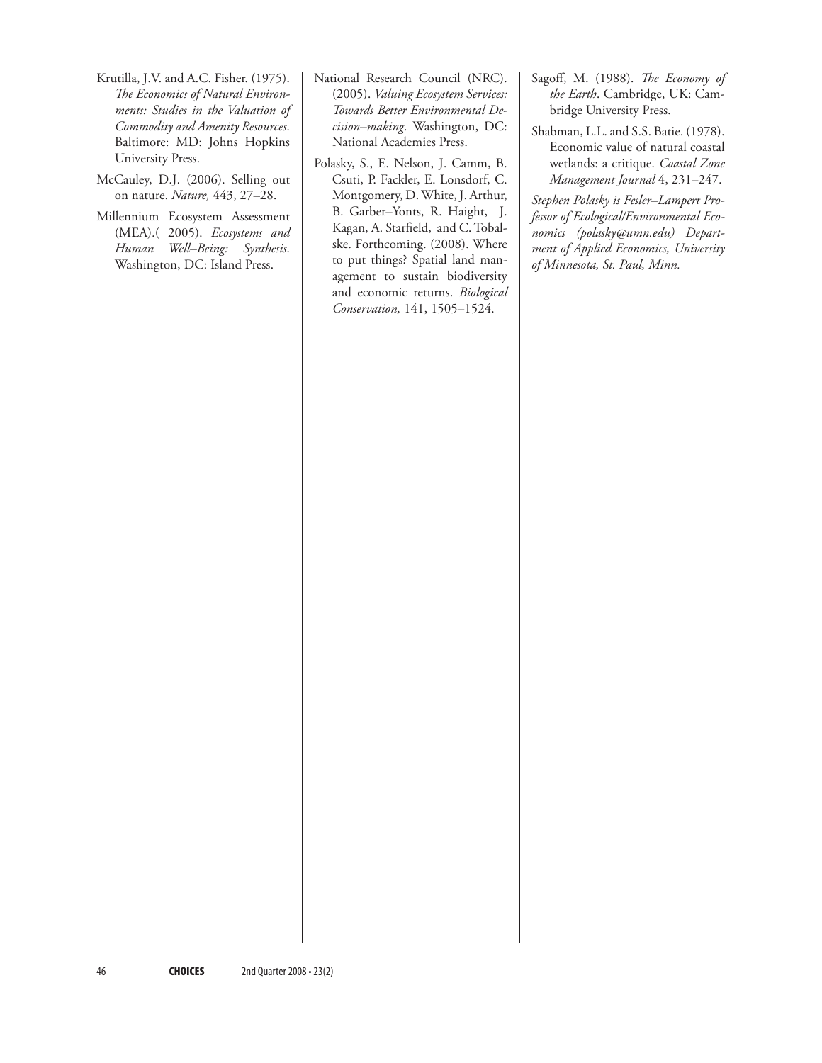Krutilla, J.V. and A.C. Fisher. (1975). *The Economics of Natural Environments: Studies in the Valuation of Commodity and Amenity Resources*. Baltimore: MD: Johns Hopkins University Press.

McCauley, D.J. (2006). Selling out on nature. *Nature,* 443, 27–28.

Millennium Ecosystem Assessment (MEA).( 2005). *Ecosystems and Human Well–Being: Synthesis*. Washington, DC: Island Press.

National Research Council (NRC). (2005). *Valuing Ecosystem Services: Towards Better Environmental Decision–making*. Washington, DC: National Academies Press.

Polasky, S., E. Nelson, J. Camm, B. Csuti, P. Fackler, E. Lonsdorf, C. Montgomery, D. White, J. Arthur, B. Garber–Yonts, R. Haight, J. Kagan, A. Starfield, and C. Tobalske. Forthcoming. (2008). Where to put things? Spatial land management to sustain biodiversity and economic returns. *Biological Conservation,* 141, 1505–1524.

Sagoff, M. (1988). *The Economy of the Earth*. Cambridge, UK: Cambridge University Press.

Shabman, L.L. and S.S. Batie. (1978). Economic value of natural coastal wetlands: a critique. *Coastal Zone Management Journal* 4, 231–247.

*Stephen Polasky is Fesler–Lampert Professor of Ecological/Environmental Economics (polasky@umn.edu) Department of Applied Economics, University of Minnesota, St. Paul, Minn.*